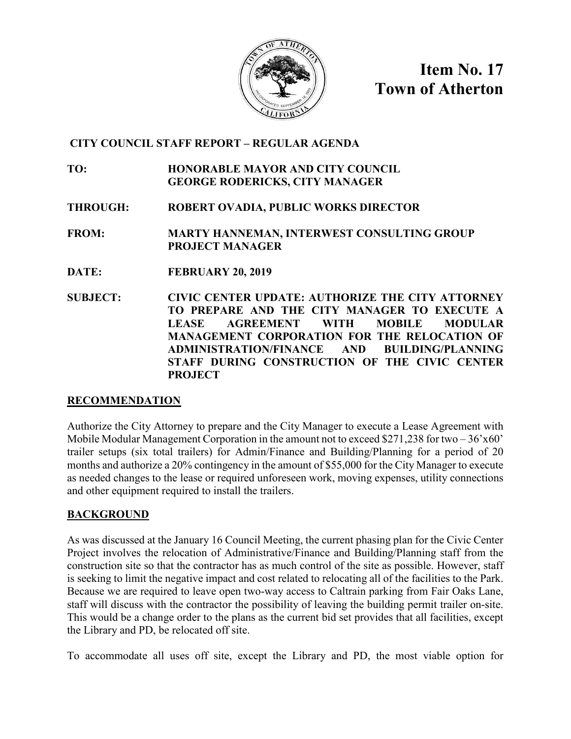# Item No. 17
# Town of Atherton

**CITY COUNCIL STAFF REPORT – REGULAR AGENDA**

**TO:** HONORABLE MAYOR AND CITY COUNCIL
GEORGE RODERICKS, CITY MANAGER

**THROUGH:** ROBERT OVADIA, PUBLIC WORKS DIRECTOR

**FROM:** MARTY HANNEMAN, INTERWEST CONSULTING GROUP PROJECT MANAGER

**DATE:** FEBRUARY 20, 2019

**SUBJECT:** CIVIC CENTER UPDATE: AUTHORIZE THE CITY ATTORNEY TO PREPARE AND THE CITY MANAGER TO EXECUTE A LEASE AGREEMENT WITH MOBILE MODULAR MANAGEMENT CORPORATION FOR THE RELOCATION OF ADMINISTRATION/FINANCE AND BUILDING/PLANNING STAFF DURING CONSTRUCTION OF THE CIVIC CENTER PROJECT

## RECOMMENDATION

Authorize the City Attorney to prepare and the City Manager to execute a Lease Agreement with Mobile Modular Management Corporation in the amount not to exceed $271,238 for two – 36'x60' trailer setups (six total trailers) for Admin/Finance and Building/Planning for a period of 20 months and authorize a 20% contingency in the amount of $55,000 for the City Manager to execute as needed changes to the lease or required unforeseen work, moving expenses, utility connections and other equipment required to install the trailers.

## BACKGROUND

As was discussed at the January 16 Council Meeting, the current phasing plan for the Civic Center Project involves the relocation of Administrative/Finance and Building/Planning staff from the construction site so that the contractor has as much control of the site as possible. However, staff is seeking to limit the negative impact and cost related to relocating all of the facilities to the Park. Because we are required to leave open two-way access to Caltrain parking from Fair Oaks Lane, staff will discuss with the contractor the possibility of leaving the building permit trailer on-site. This would be a change order to the plans as the current bid set provides that all facilities, except the Library and PD, be relocated off site.

To accommodate all uses off site, except the Library and PD, the most viable option for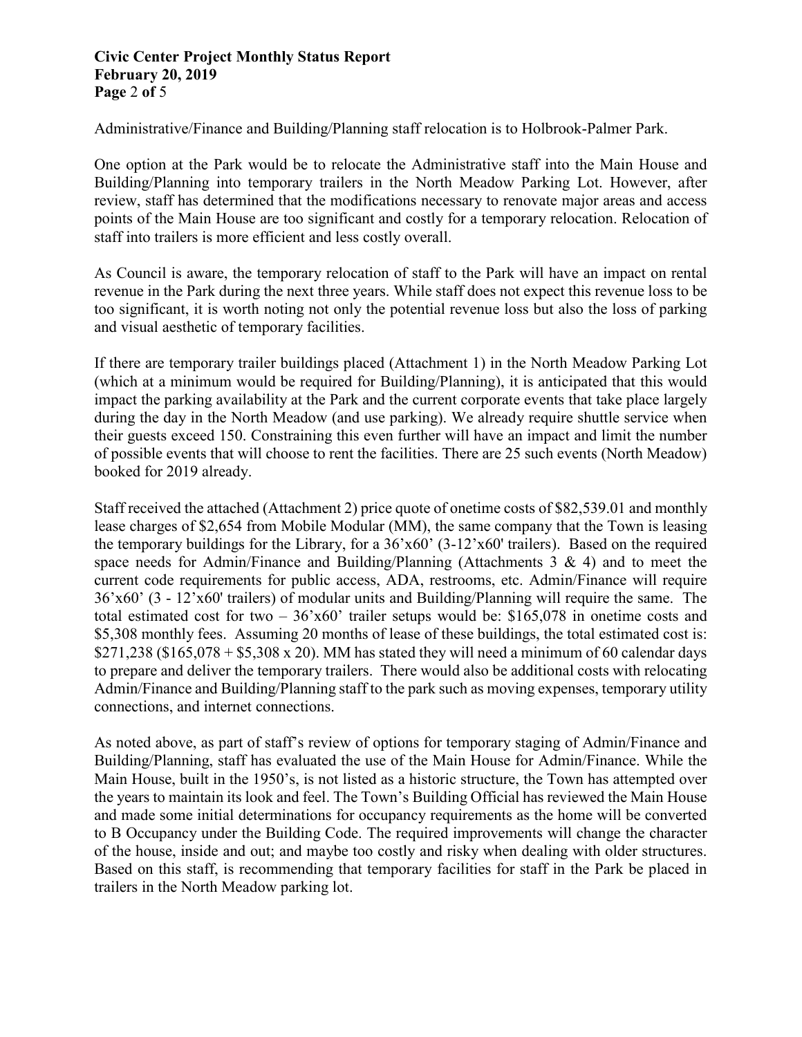Administrative/Finance and Building/Planning staff relocation is to Holbrook-Palmer Park.

One option at the Park would be to relocate the Administrative staff into the Main House and Building/Planning into temporary trailers in the North Meadow Parking Lot. However, after review, staff has determined that the modifications necessary to renovate major areas and access points of the Main House are too significant and costly for a temporary relocation. Relocation of staff into trailers is more efficient and less costly overall.

As Council is aware, the temporary relocation of staff to the Park will have an impact on rental revenue in the Park during the next three years. While staff does not expect this revenue loss to be too significant, it is worth noting not only the potential revenue loss but also the loss of parking and visual aesthetic of temporary facilities.

If there are temporary trailer buildings placed (Attachment 1) in the North Meadow Parking Lot (which at a minimum would be required for Building/Planning), it is anticipated that this would impact the parking availability at the Park and the current corporate events that take place largely during the day in the North Meadow (and use parking). We already require shuttle service when their guests exceed 150. Constraining this even further will have an impact and limit the number of possible events that will choose to rent the facilities. There are 25 such events (North Meadow) booked for 2019 already.

Staff received the attached (Attachment 2) price quote of onetime costs of $82,539.01 and monthly lease charges of $2,654 from Mobile Modular (MM), the same company that the Town is leasing the temporary buildings for the Library, for a 36'x60' (3-12'x60' trailers). Based on the required space needs for Admin/Finance and Building/Planning (Attachments 3 & 4) and to meet the current code requirements for public access, ADA, restrooms, etc. Admin/Finance will require 36'x60' (3 - 12'x60' trailers) of modular units and Building/Planning will require the same. The total estimated cost for two – 36'x60' trailer setups would be: $165,078 in onetime costs and $5,308 monthly fees. Assuming 20 months of lease of these buildings, the total estimated cost is: $271,238 ($165,078 + $5,308 x 20). MM has stated they will need a minimum of 60 calendar days to prepare and deliver the temporary trailers. There would also be additional costs with relocating Admin/Finance and Building/Planning staff to the park such as moving expenses, temporary utility connections, and internet connections.

As noted above, as part of staff's review of options for temporary staging of Admin/Finance and Building/Planning, staff has evaluated the use of the Main House for Admin/Finance. While the Main House, built in the 1950's, is not listed as a historic structure, the Town has attempted over the years to maintain its look and feel. The Town's Building Official has reviewed the Main House and made some initial determinations for occupancy requirements as the home will be converted to B Occupancy under the Building Code. The required improvements will change the character of the house, inside and out; and maybe too costly and risky when dealing with older structures. Based on this staff, is recommending that temporary facilities for staff in the Park be placed in trailers in the North Meadow parking lot.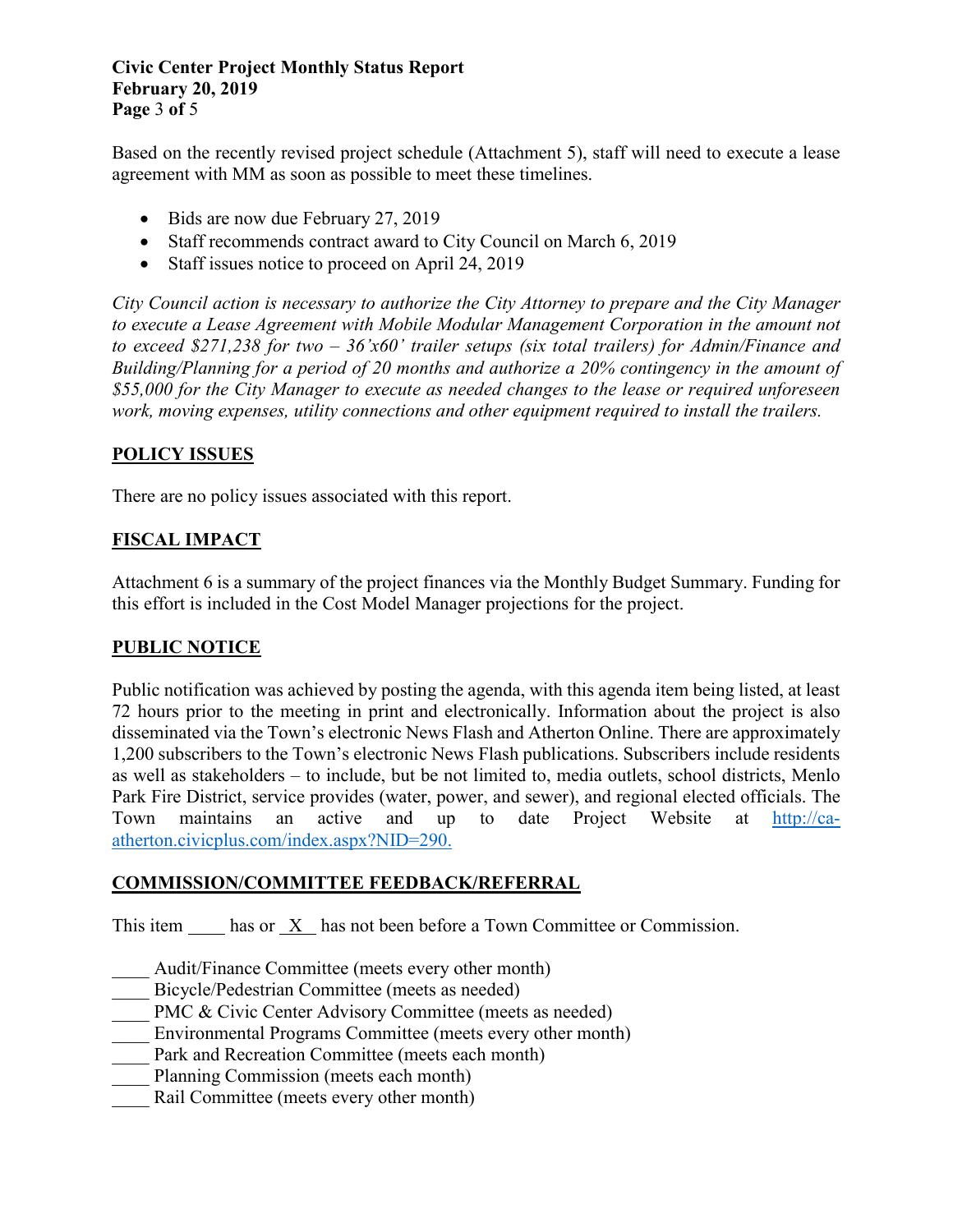Based on the recently revised project schedule (Attachment 5), staff will need to execute a lease agreement with MM as soon as possible to meet these timelines.

- Bids are now due February 27, 2019
- Staff recommends contract award to City Council on March 6, 2019
- Staff issues notice to proceed on April 24, 2019

*City Council action is necessary to authorize the City Attorney to prepare and the City Manager to execute a Lease Agreement with Mobile Modular Management Corporation in the amount not to exceed $271,238 for two – 36'x60' trailer setups (six total trailers) for Admin/Finance and Building/Planning for a period of 20 months and authorize a 20% contingency in the amount of $55,000 for the City Manager to execute as needed changes to the lease or required unforeseen work, moving expenses, utility connections and other equipment required to install the trailers.*

## POLICY ISSUES

There are no policy issues associated with this report.

## FISCAL IMPACT

Attachment 6 is a summary of the project finances via the Monthly Budget Summary. Funding for this effort is included in the Cost Model Manager projections for the project.

## PUBLIC NOTICE

Public notification was achieved by posting the agenda, with this agenda item being listed, at least 72 hours prior to the meeting in print and electronically. Information about the project is also disseminated via the Town's electronic News Flash and Atherton Online. There are approximately 1,200 subscribers to the Town's electronic News Flash publications. Subscribers include residents as well as stakeholders – to include, but be not limited to, media outlets, school districts, Menlo Park Fire District, service provides (water, power, and sewer), and regional elected officials. The Town maintains an active and up to date Project Website at [http://ca-atherton.civicplus.com/index.aspx?NID=290.](http://ca-atherton.civicplus.com/index.aspx?NID=290)

## COMMISSION/COMMITTEE FEEDBACK/REFERRAL

This item ____ has or _X_ has not been before a Town Committee or Commission.

____ Audit/Finance Committee (meets every other month)
____ Bicycle/Pedestrian Committee (meets as needed)
____ PMC & Civic Center Advisory Committee (meets as needed)
____ Environmental Programs Committee (meets every other month)
____ Park and Recreation Committee (meets each month)
____ Planning Commission (meets each month)
____ Rail Committee (meets every other month)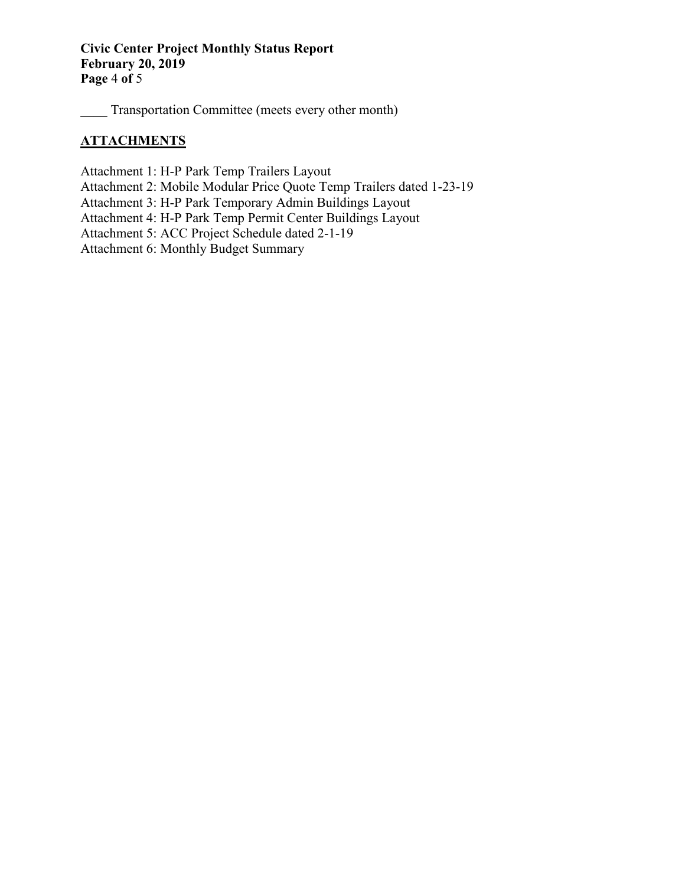____ Transportation Committee (meets every other month)

## ATTACHMENTS

Attachment 1: H-P Park Temp Trailers Layout
Attachment 2: Mobile Modular Price Quote Temp Trailers dated 1-23-19
Attachment 3: H-P Park Temporary Admin Buildings Layout
Attachment 4: H-P Park Temp Permit Center Buildings Layout
Attachment 5: ACC Project Schedule dated 2-1-19
Attachment 6: Monthly Budget Summary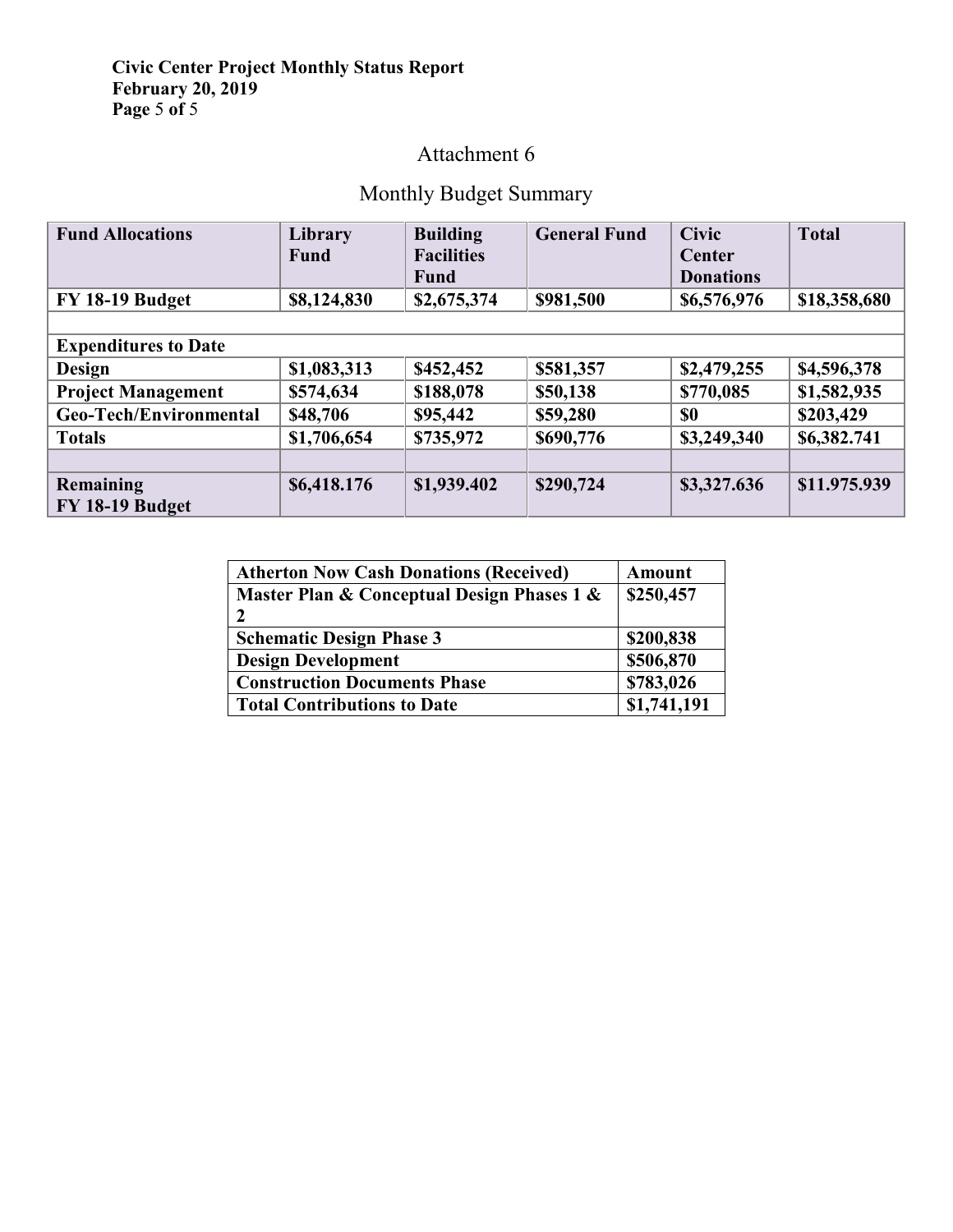## Attachment 6

## Monthly Budget Summary

| Fund Allocations | Library Fund | Building Facilities Fund | General Fund | Civic Center Donations | Total |
|---|---|---|---|---|---|
| FY 18-19 Budget | $8,124,830 | $2,675,374 | $981,500 | $6,576,976 | $18,358,680 |
| | | | | | |
| **Expenditures to Date** | | | | | |
| Design | $1,083,313 | $452,452 | $581,357 | $2,479,255 | $4,596,378 |
| Project Management | $574,634 | $188,078 | $50,138 | $770,085 | $1,582,935 |
| Geo-Tech/Environmental | $48,706 | $95,442 | $59,280 | $0 | $203,429 |
| Totals | $1,706,654 | $735,972 | $690,776 | $3,249,340 | $6,382.741 |
| | | | | | |
| Remaining FY 18-19 Budget | $6,418.176 | $1,939.402 | $290,724 | $3,327.636 | $11.975.939 |

| Atherton Now Cash Donations (Received) | Amount |
|---|---|
| Master Plan & Conceptual Design Phases 1 & 2 | $250,457 |
| Schematic Design Phase 3 | $200,838 |
| Design Development | $506,870 |
| Construction Documents Phase | $783,026 |
| Total Contributions to Date | $1,741,191 |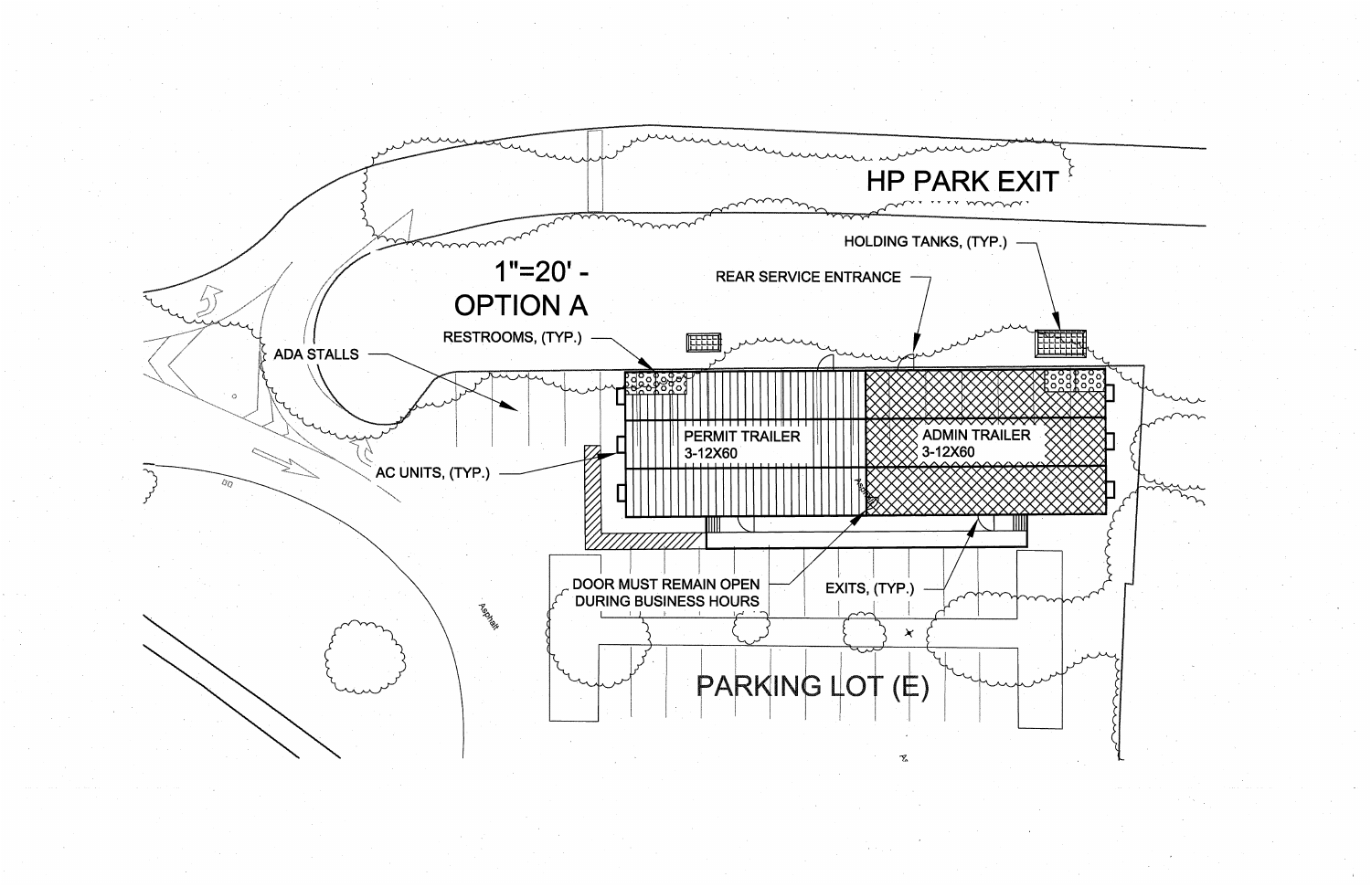HP PARK EXIT

1"=20' - OPTION A

HOLDING TANKS, (TYP.)

REAR SERVICE ENTRANCE

RESTROOMS, (TYP.)

ADA STALLS

PERMIT TRAILER
3-12X60

ADMIN TRAILER
3-12X60

AC UNITS, (TYP.)

Asphalt

DOOR MUST REMAIN OPEN DURING BUSINESS HOURS

EXITS, (TYP.)

Asphalt

PARKING LOT (E)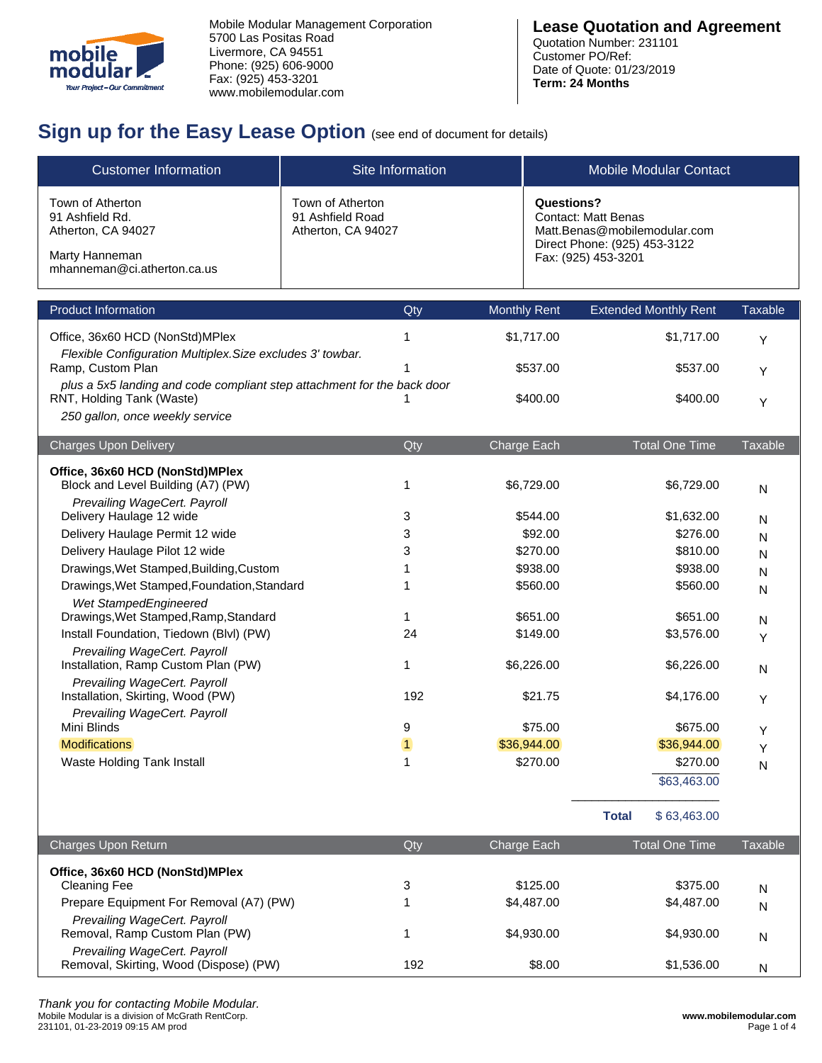Mobile Modular Management Corporation
5700 Las Positas Road
Livermore, CA 94551
Phone: (925) 606-9000
Fax: (925) 453-3201
www.mobilemodular.com

**Lease Quotation and Agreement**
Quotation Number: 231101
Customer PO/Ref:
Date of Quote: 01/23/2019
**Term: 24 Months**

## Sign up for the Easy Lease Option (see end of document for details)

| Customer Information | Site Information | Mobile Modular Contact |
|---|---|---|
| Town of Atherton<br>91 Ashfield Rd.<br>Atherton, CA 94027<br><br>Marty Hanneman<br>mhanneman@ci.atherton.ca.us | Town of Atherton<br>91 Ashfield Road<br>Atherton, CA 94027 | **Questions?**<br>Contact: Matt Benas<br>Matt.Benas@mobilemodular.com<br>Direct Phone: (925) 453-3122<br>Fax: (925) 453-3201 |

| Product Information | Qty | Monthly Rent | Extended Monthly Rent | Taxable |
|---|---|---|---|---|
| Office, 36x60 HCD (NonStd)MPlex<br>*Flexible Configuration Multiplex.Size excludes 3' towbar.* | 1 | $1,717.00 | $1,717.00 | Y |
| Ramp, Custom Plan<br>*plus a 5x5 landing and code compliant step attachment for the back door* | 1 | $537.00 | $537.00 | Y |
| RNT, Holding Tank (Waste)<br>*250 gallon, once weekly service* | 1 | $400.00 | $400.00 | Y |

| Charges Upon Delivery | Qty | Charge Each | Total One Time | Taxable |
|---|---|---|---|---|
| **Office, 36x60 HCD (NonStd)MPlex** | | | | |
| Block and Level Building (A7) (PW)<br>*Prevailing WageCert. Payroll* | 1 | $6,729.00 | $6,729.00 | N |
| Delivery Haulage 12 wide | 3 | $544.00 | $1,632.00 | N |
| Delivery Haulage Permit 12 wide | 3 | $92.00 | $276.00 | N |
| Delivery Haulage Pilot 12 wide | 3 | $270.00 | $810.00 | N |
| Drawings,Wet Stamped,Building,Custom | 1 | $938.00 | $938.00 | N |
| Drawings,Wet Stamped,Foundation,Standard<br>*Wet StampedEngineered* | 1 | $560.00 | $560.00 | N |
| Drawings,Wet Stamped,Ramp,Standard | 1 | $651.00 | $651.00 | N |
| Install Foundation, Tiedown (Blvl) (PW)<br>*Prevailing WageCert. Payroll* | 24 | $149.00 | $3,576.00 | Y |
| Installation, Ramp Custom Plan (PW)<br>*Prevailing WageCert. Payroll* | 1 | $6,226.00 | $6,226.00 | N |
| Installation, Skirting, Wood (PW)<br>*Prevailing WageCert. Payroll* | 192 | $21.75 | $4,176.00 | Y |
| Mini Blinds | 9 | $75.00 | $675.00 | Y |
| Modifications | 1 | $36,944.00 | $36,944.00 | Y |
| Waste Holding Tank Install | 1 | $270.00 | $270.00 | N |
| | | | $63,463.00 | |
| | | **Total** | $ 63,463.00 | |

| Charges Upon Return | Qty | Charge Each | Total One Time | Taxable |
|---|---|---|---|---|
| **Office, 36x60 HCD (NonStd)MPlex** | | | | |
| Cleaning Fee | 3 | $125.00 | $375.00 | N |
| Prepare Equipment For Removal (A7) (PW)<br>*Prevailing WageCert. Payroll* | 1 | $4,487.00 | $4,487.00 | N |
| Removal, Ramp Custom Plan (PW)<br>*Prevailing WageCert. Payroll* | 1 | $4,930.00 | $4,930.00 | N |
| Removal, Skirting, Wood (Dispose) (PW) | 192 | $8.00 | $1,536.00 | N |

*Thank you for contacting Mobile Modular.*
Mobile Modular is a division of McGrath RentCorp.
231101, 01-23-2019 09:15 AM prod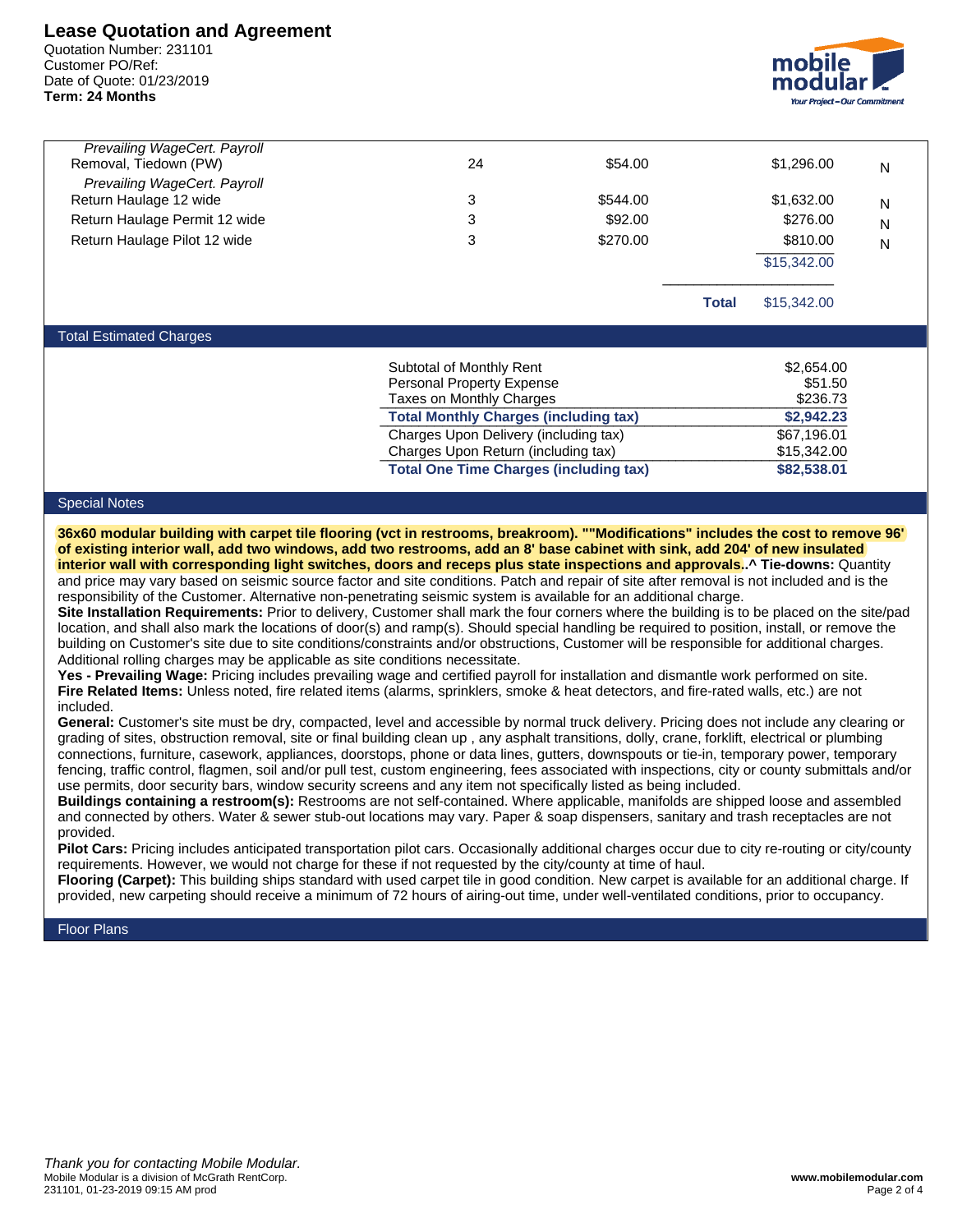# Lease Quotation and Agreement

Quotation Number: 231101
Customer PO/Ref:
Date of Quote: 01/23/2019
**Term: 24 Months**

| | | | | |
|---|---|---|---|---|
| *Prevailing WageCert. Payroll* Removal, Tiedown (PW) | 24 | $54.00 | $1,296.00 | N |
| *Prevailing WageCert. Payroll* Return Haulage 12 wide | 3 | $544.00 | $1,632.00 | N |
| Return Haulage Permit 12 wide | 3 | $92.00 | $276.00 | N |
| Return Haulage Pilot 12 wide | 3 | $270.00 | $810.00 | N |
| | | | $15,342.00 | |
| | | **Total** | $15,342.00 | |

## Total Estimated Charges

| | |
|---|---|
| Subtotal of Monthly Rent | $2,654.00 |
| Personal Property Expense | $51.50 |
| Taxes on Monthly Charges | $236.73 |
| **Total Monthly Charges (including tax)** | **$2,942.23** |
| Charges Upon Delivery (including tax) | $67,196.01 |
| Charges Upon Return (including tax) | $15,342.00 |
| **Total One Time Charges (including tax)** | **$82,538.01** |

## Special Notes

**36x60 modular building with carpet tile flooring (vct in restrooms, breakroom). ""Modifications" includes the cost to remove 96' of existing interior wall, add two windows, add two restrooms, add an 8' base cabinet with sink, add 204' of new insulated interior wall with corresponding light switches, doors and receps plus state inspections and approvals..^ Tie-downs:** Quantity and price may vary based on seismic source factor and site conditions. Patch and repair of site after removal is not included and is the responsibility of the Customer. Alternative non-penetrating seismic system is available for an additional charge.

**Site Installation Requirements:** Prior to delivery, Customer shall mark the four corners where the building is to be placed on the site/pad location, and shall also mark the locations of door(s) and ramp(s). Should special handling be required to position, install, or remove the building on Customer's site due to site conditions/constraints and/or obstructions, Customer will be responsible for additional charges. Additional rolling charges may be applicable as site conditions necessitate.

**Yes - Prevailing Wage:** Pricing includes prevailing wage and certified payroll for installation and dismantle work performed on site.

**Fire Related Items:** Unless noted, fire related items (alarms, sprinklers, smoke & heat detectors, and fire-rated walls, etc.) are not included.

**General:** Customer's site must be dry, compacted, level and accessible by normal truck delivery. Pricing does not include any clearing or grading of sites, obstruction removal, site or final building clean up , any asphalt transitions, dolly, crane, forklift, electrical or plumbing connections, furniture, casework, appliances, doorstops, phone or data lines, gutters, downspouts or tie-in, temporary power, temporary fencing, traffic control, flagmen, soil and/or pull test, custom engineering, fees associated with inspections, city or county submittals and/or use permits, door security bars, window security screens and any item not specifically listed as being included.

**Buildings containing a restroom(s):** Restrooms are not self-contained. Where applicable, manifolds are shipped loose and assembled and connected by others. Water & sewer stub-out locations may vary. Paper & soap dispensers, sanitary and trash receptacles are not provided.

**Pilot Cars:** Pricing includes anticipated transportation pilot cars. Occasionally additional charges occur due to city re-routing or city/county requirements. However, we would not charge for these if not requested by the city/county at time of haul.

**Flooring (Carpet):** This building ships standard with used carpet tile in good condition. New carpet is available for an additional charge. If provided, new carpeting should receive a minimum of 72 hours of airing-out time, under well-ventilated conditions, prior to occupancy.

## Floor Plans

*Thank you for contacting Mobile Modular.*
Mobile Modular is a division of McGrath RentCorp.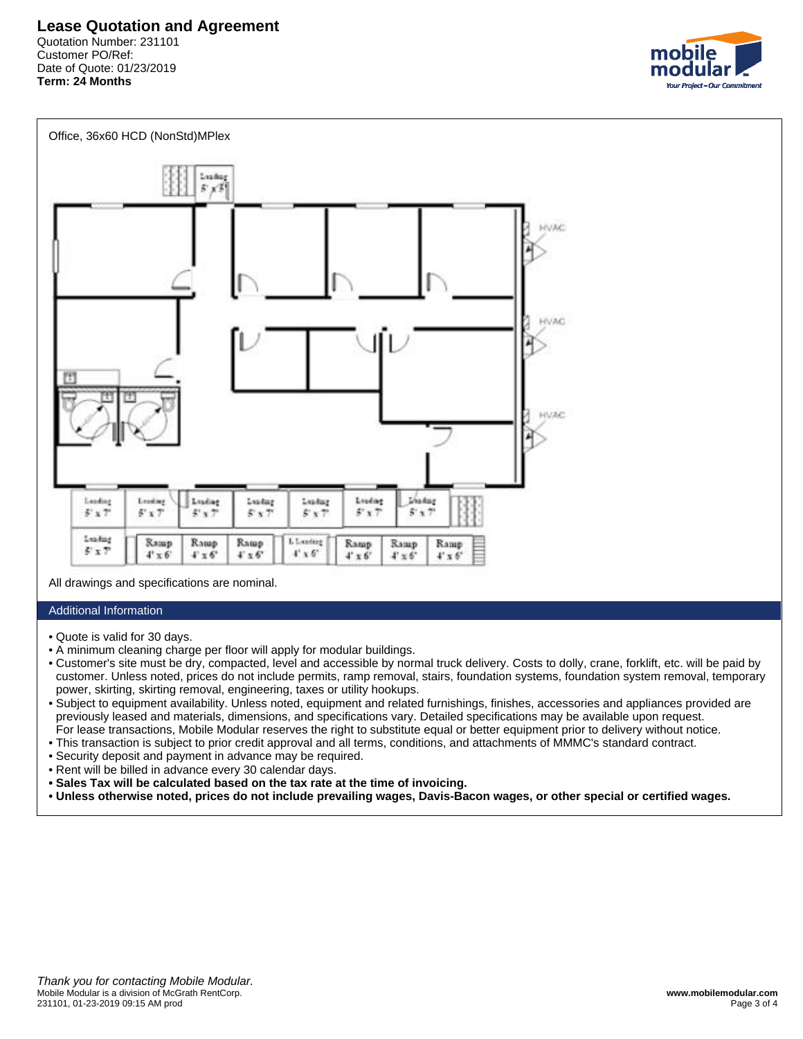# Lease Quotation and Agreement

Quotation Number: 231101
Customer PO/Ref:
Date of Quote: 01/23/2019
**Term: 24 Months**

Office, 36x60 HCD (NonStd)MPlex

All drawings and specifications are nominal.

## Additional Information

- Quote is valid for 30 days.
- A minimum cleaning charge per floor will apply for modular buildings.
- Customer's site must be dry, compacted, level and accessible by normal truck delivery. Costs to dolly, crane, forklift, etc. will be paid by customer. Unless noted, prices do not include permits, ramp removal, stairs, foundation systems, foundation system removal, temporary power, skirting, skirting removal, engineering, taxes or utility hookups.
- Subject to equipment availability. Unless noted, equipment and related furnishings, finishes, accessories and appliances provided are previously leased and materials, dimensions, and specifications vary. Detailed specifications may be available upon request. For lease transactions, Mobile Modular reserves the right to substitute equal or better equipment prior to delivery without notice.
- This transaction is subject to prior credit approval and all terms, conditions, and attachments of MMMC's standard contract.
- Security deposit and payment in advance may be required.
- Rent will be billed in advance every 30 calendar days.
- **Sales Tax will be calculated based on the tax rate at the time of invoicing.**
- **Unless otherwise noted, prices do not include prevailing wages, Davis-Bacon wages, or other special or certified wages.**

*Thank you for contacting Mobile Modular.*
Mobile Modular is a division of McGrath RentCorp.
231101, 01-23-2019 09:15 AM prod

**www.mobilemodular.com**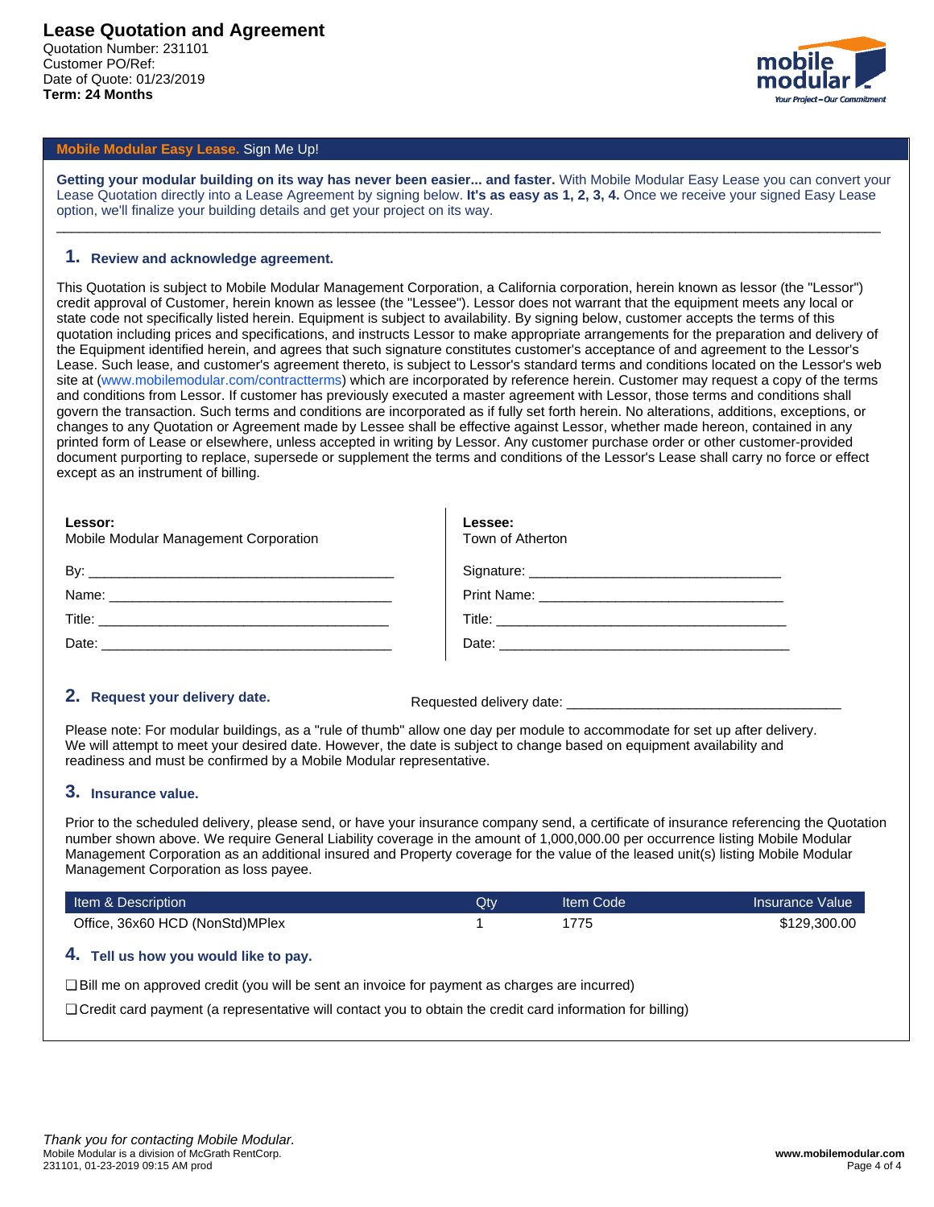# Lease Quotation and Agreement

Quotation Number: 231101
Customer PO/Ref:
Date of Quote: 01/23/2019
**Term: 24 Months**

mobile modular
*Your Project – Our Commitment*

**Mobile Modular Easy Lease.** Sign Me Up!

**Getting your modular building on its way has never been easier... and faster.** With Mobile Modular Easy Lease you can convert your Lease Quotation directly into a Lease Agreement by signing below. **It's as easy as 1, 2, 3, 4.** Once we receive your signed Easy Lease option, we'll finalize your building details and get your project on its way.

---

## 1. Review and acknowledge agreement.

This Quotation is subject to Mobile Modular Management Corporation, a California corporation, herein known as lessor (the "Lessor") credit approval of Customer, herein known as lessee (the "Lessee"). Lessor does not warrant that the equipment meets any local or state code not specifically listed herein. Equipment is subject to availability. By signing below, customer accepts the terms of this quotation including prices and specifications, and instructs Lessor to make appropriate arrangements for the preparation and delivery of the Equipment identified herein, and agrees that such signature constitutes customer's acceptance of and agreement to the Lessor's Lease. Such lease, and customer's agreement thereto, is subject to Lessor's standard terms and conditions located on the Lessor's web site at (www.mobilemodular.com/contractterms) which are incorporated by reference herein. Customer may request a copy of the terms and conditions from Lessor. If customer has previously executed a master agreement with Lessor, those terms and conditions shall govern the transaction. Such terms and conditions are incorporated as if fully set forth herein. No alterations, additions, exceptions, or changes to any Quotation or Agreement made by Lessee shall be effective against Lessor, whether made hereon, contained in any printed form of Lease or elsewhere, unless accepted in writing by Lessor. Any customer purchase order or other customer-provided document purporting to replace, supersede or supplement the terms and conditions of the Lessor's Lease shall carry no force or effect except as an instrument of billing.

**Lessor:**
Mobile Modular Management Corporation

By: ________________________________________
Name: ______________________________________
Title: _______________________________________
Date: _______________________________________

**Lessee:**
Town of Atherton

Signature: __________________________________
Print Name: _________________________________
Title: _______________________________________
Date: _______________________________________

## 2. Request your delivery date.

Requested delivery date: ___________________________________

Please note: For modular buildings, as a "rule of thumb" allow one day per module to accommodate for set up after delivery. We will attempt to meet your desired date. However, the date is subject to change based on equipment availability and readiness and must be confirmed by a Mobile Modular representative.

## 3. Insurance value.

Prior to the scheduled delivery, please send, or have your insurance company send, a certificate of insurance referencing the Quotation number shown above. We require General Liability coverage in the amount of 1,000,000.00 per occurrence listing Mobile Modular Management Corporation as an additional insured and Property coverage for the value of the leased unit(s) listing Mobile Modular Management Corporation as loss payee.

| Item & Description | Qty | Item Code | Insurance Value |
|---|---|---|---|
| Office, 36x60 HCD (NonStd)MPlex | 1 | 1775 | $129,300.00 |

## 4. Tell us how you would like to pay.

❏ Bill me on approved credit (you will be sent an invoice for payment as charges are incurred)

❏ Credit card payment (a representative will contact you to obtain the credit card information for billing)

*Thank you for contacting Mobile Modular.*
Mobile Modular is a division of McGrath RentCorp.
231101, 01-23-2019 09:15 AM prod

**www.mobilemodular.com**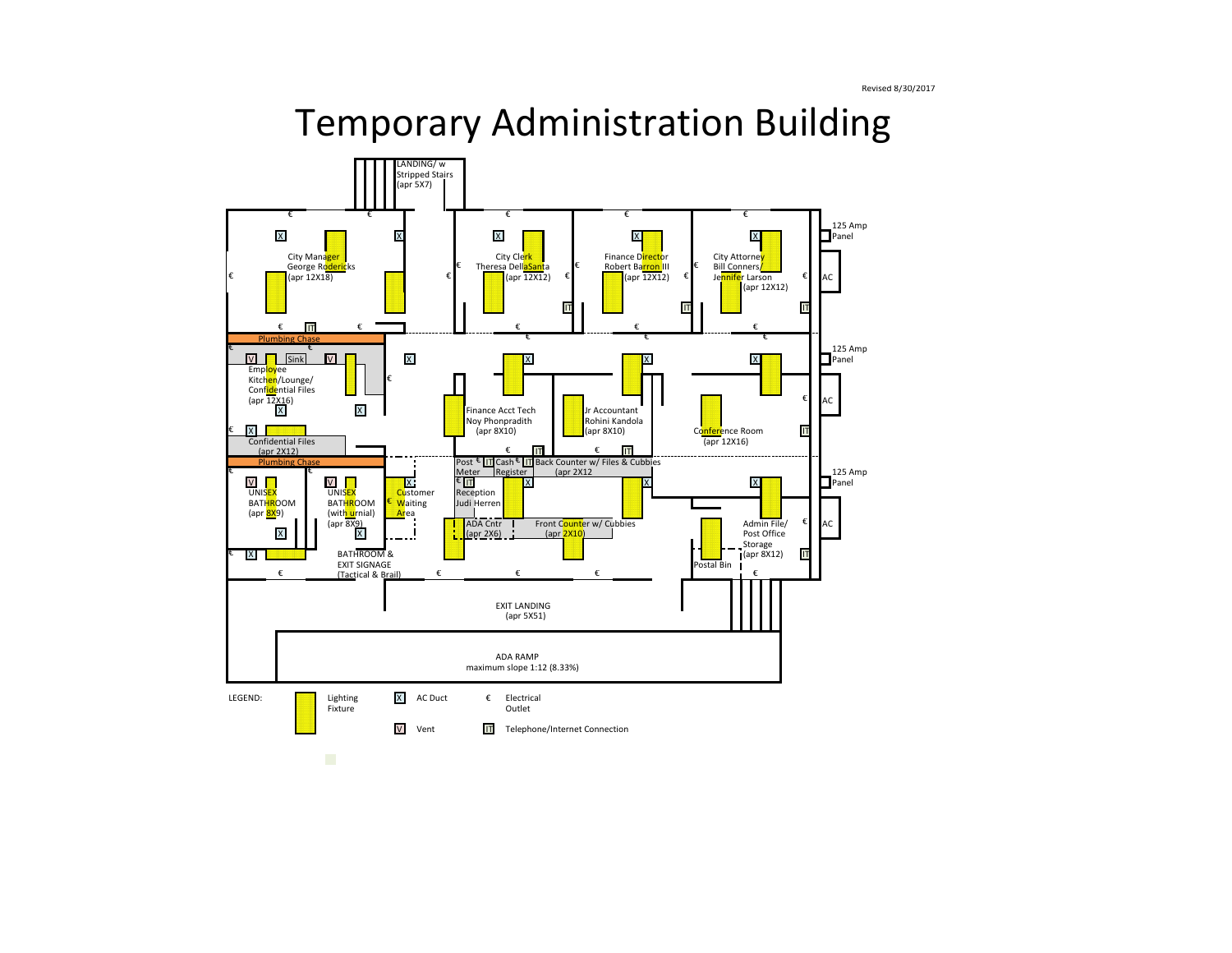Revised 8/30/2017

# Temporary Administration Building

LANDING/ w Stripped Stairs (apr 5X7)

City Manager George Rodericks (apr 12X18)

City Clerk Theresa DellaSanta (apr 12X12)

Finance Director Robert Barron III (apr 12X12)

City Attorney Bill Conners/ Jennifer Larson (apr 12X12)

125 Amp Panel

AC

Plumbing Chase

Sink

Employee Kitchen/Lounge/ Confidential Files (apr 12X16)

Finance Acct Tech Noy Phonpradith (apr 8X10)

Jr Accountant Rohini Kandola (apr 8X10)

Conference Room (apr 12X16)

125 Amp Panel

AC

Confidential Files (apr 2X12)

Plumbing Chase

Post Meter

Cash Register

Back Counter w/ Files & Cubbies (apr 2X12)

125 Amp Panel

UNISEX BATHROOM (apr 8X9)

UNISEX BATHROOM (with urnial) (apr 8X9)

Customer Waiting Area

Reception Judi Herren

ADA Cntr (apr 2X6)

Front Counter w/ Cubbies (apr 2X10)

Admin File/ Post Office Storage (apr 8X12)

AC

Postal Bin

BATHROOM & EXIT SIGNAGE (Tactical & Brail)

EXIT LANDING (apr 5X51)

ADA RAMP maximum slope 1:12 (8.33%)

LEGEND:

| Symbol | Meaning |
|---|---|
| (yellow rectangle) | Lighting Fixture |
| X | AC Duct |
| € | Electrical Outlet |
| V | Vent |
| IT | Telephone/Internet Connection |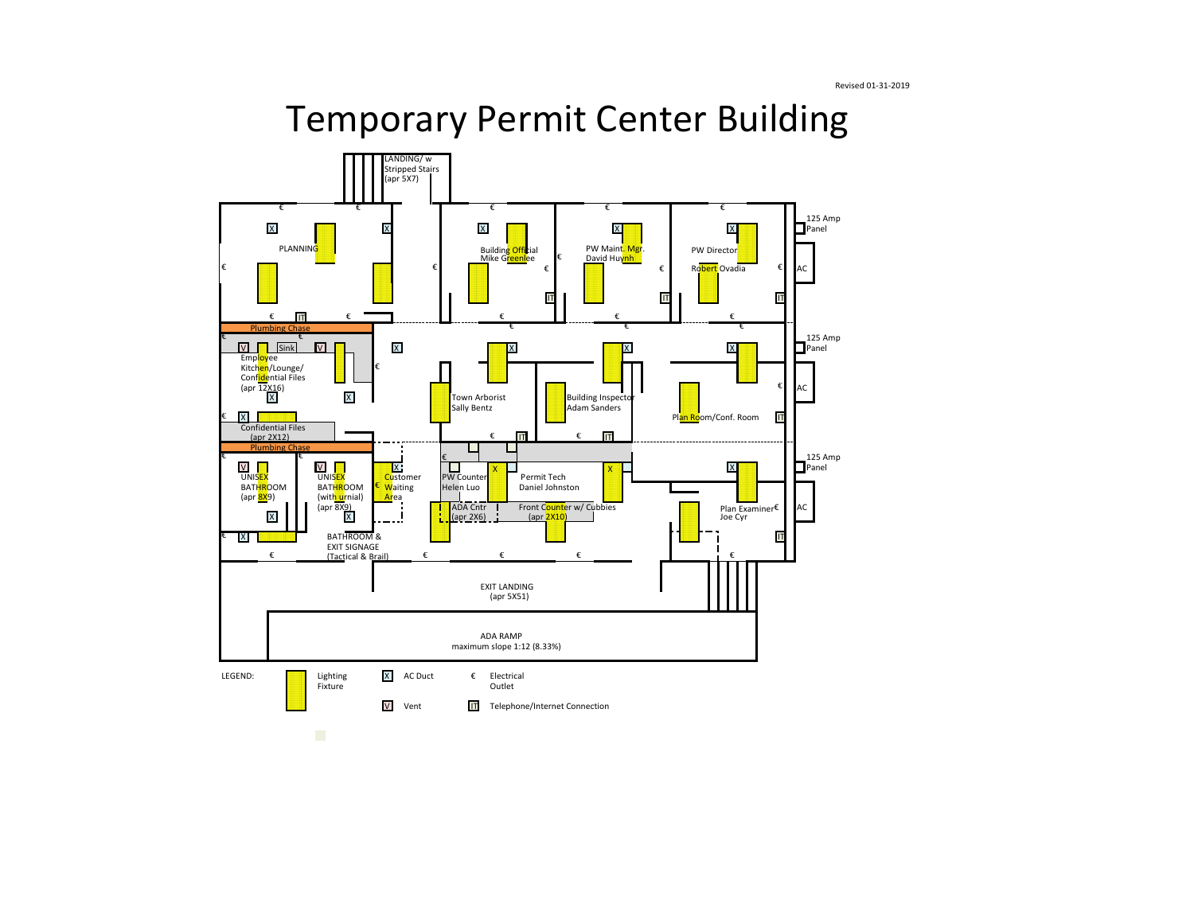Revised 01-31-2019

# Temporary Permit Center Building

LANDING/ w Stripped Stairs (apr 5X7)

PLANNING

Building Official
Mike Greenlee

PW Maint. Mgr.
David Huynh

PW Director
Robert Ovadia

125 Amp Panel

AC

Plumbing Chase

Sink

Employee Kitchen/Lounge/ Confidential Files (apr 12X16)

Town Arborist
Sally Bentz

Building Inspector
Adam Sanders

Plan Room/Conf. Room

125 Amp Panel

AC

Confidential Files (apr 2X12)

Plumbing Chase

UNISEX BATHROOM (apr 8X9)

UNISEX BATHROOM (with urnial) (apr 8X9)

Customer Waiting Area

PW Counter
Helen Luo

Permit Tech
Daniel Johnston

ADA Cntr (apr 2X6)

Front Counter w/ Cubbies (apr 2X10)

Plan Examiner
Joe Cyr

125 Amp Panel

AC

BATHROOM & EXIT SIGNAGE (Tactical & Brail)

EXIT LANDING (apr 5X51)

ADA RAMP
maximum slope 1:12 (8.33%)

LEGEND:

- Lighting Fixture
- X — AC Duct
- € — Electrical Outlet
- V — Vent
- IT — Telephone/Internet Connection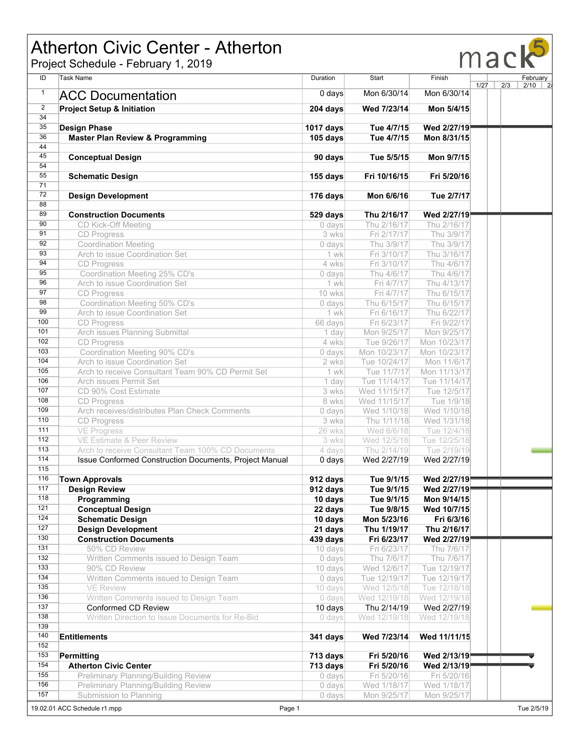# Atherton Civic Center - Atherton

Project Schedule - February 1, 2019

| ID | Task Name | Duration | Start | Finish |
|---|---|---|---|---|
| 1 | ACC Documentation | 0 days | Mon 6/30/14 | Mon 6/30/14 |
| 2 | **Project Setup & Initiation** | **204 days** | **Wed 7/23/14** | **Mon 5/4/15** |
| 34 | | | | |
| 35 | **Design Phase** | **1017 days** | **Tue 4/7/15** | **Wed 2/27/19** |
| 36 | **Master Plan Review & Programming** | **105 days** | **Tue 4/7/15** | **Mon 8/31/15** |
| 44 | | | | |
| 45 | **Conceptual Design** | **90 days** | **Tue 5/5/15** | **Mon 9/7/15** |
| 54 | | | | |
| 55 | **Schematic Design** | **155 days** | **Fri 10/16/15** | **Fri 5/20/16** |
| 71 | | | | |
| 72 | **Design Development** | **176 days** | **Mon 6/6/16** | **Tue 2/7/17** |
| 88 | | | | |
| 89 | **Construction Documents** | **529 days** | **Thu 2/16/17** | **Wed 2/27/19** |
| 90 | CD Kick-Off Meeting | 0 days | Thu 2/16/17 | Thu 2/16/17 |
| 91 | CD Progress | 3 wks | Fri 2/17/17 | Thu 3/9/17 |
| 92 | Coordination Meeting | 0 days | Thu 3/9/17 | Thu 3/9/17 |
| 93 | Arch to issue Coordination Set | 1 wk | Fri 3/10/17 | Thu 3/16/17 |
| 94 | CD Progress | 4 wks | Fri 3/10/17 | Thu 4/6/17 |
| 95 | Coordination Meeting 25% CD's | 0 days | Thu 4/6/17 | Thu 4/6/17 |
| 96 | Arch to issue Coordination Set | 1 wk | Fri 4/7/17 | Thu 4/13/17 |
| 97 | CD Progress | 10 wks | Fri 4/7/17 | Thu 6/15/17 |
| 98 | Coordination Meeting 50% CD's | 0 days | Thu 6/15/17 | Thu 6/15/17 |
| 99 | Arch to issue Coordination Set | 1 wk | Fri 6/16/17 | Thu 6/22/17 |
| 100 | CD Progress | 66 days | Fri 6/23/17 | Fri 9/22/17 |
| 101 | Arch issues Planning Submittal | 1 day | Mon 9/25/17 | Mon 9/25/17 |
| 102 | CD Progress | 4 wks | Tue 9/26/17 | Mon 10/23/17 |
| 103 | Coordination Meeting 90% CD's | 0 days | Mon 10/23/17 | Mon 10/23/17 |
| 104 | Arch to issue Coordination Set | 2 wks | Tue 10/24/17 | Mon 11/6/17 |
| 105 | Arch to receive Consultant Team 90% CD Permit Set | 1 wk | Tue 11/7/17 | Mon 11/13/17 |
| 106 | Arch issues Permit Set | 1 day | Tue 11/14/17 | Tue 11/14/17 |
| 107 | CD 90% Cost Estimate | 3 wks | Wed 11/15/17 | Tue 12/5/17 |
| 108 | CD Progress | 8 wks | Wed 11/15/17 | Tue 1/9/18 |
| 109 | Arch receives/distributes Plan Check Comments | 0 days | Wed 1/10/18 | Wed 1/10/18 |
| 110 | CD Progress | 3 wks | Thu 1/11/18 | Wed 1/31/18 |
| 111 | VE Progress | 26 wks | Wed 6/6/18 | Tue 12/4/18 |
| 112 | VE Estimate & Peer Review | 3 wks | Wed 12/5/18 | Tue 12/25/18 |
| 113 | Arch to receive Consultant Team 100% CD Documents | 4 days | Thu 2/14/19 | Tue 2/19/19 |
| 114 | Issue Conformed Construction Documents, Project Manual | 0 days | Wed 2/27/19 | Wed 2/27/19 |
| 115 | | | | |
| 116 | **Town Approvals** | **912 days** | **Tue 9/1/15** | **Wed 2/27/19** |
| 117 | **Design Review** | **912 days** | **Tue 9/1/15** | **Wed 2/27/19** |
| 118 | **Programming** | **10 days** | **Tue 9/1/15** | **Mon 9/14/15** |
| 121 | **Conceptual Design** | **22 days** | **Tue 9/8/15** | **Wed 10/7/15** |
| 124 | **Schematic Design** | **10 days** | **Mon 5/23/16** | **Fri 6/3/16** |
| 127 | **Design Development** | **21 days** | **Thu 1/19/17** | **Thu 2/16/17** |
| 130 | **Construction Documents** | **439 days** | **Fri 6/23/17** | **Wed 2/27/19** |
| 131 | 50% CD Review | 10 days | Fri 6/23/17 | Thu 7/6/17 |
| 132 | Written Comments issued to Design Team | 0 days | Thu 7/6/17 | Thu 7/6/17 |
| 133 | 90% CD Review | 10 days | Wed 12/6/17 | Tue 12/19/17 |
| 134 | Written Comments issued to Design Team | 0 days | Tue 12/19/17 | Tue 12/19/17 |
| 135 | VE Review | 10 days | Wed 12/5/18 | Tue 12/18/18 |
| 136 | Written Comments issued to Design Team | 0 days | Wed 12/19/18 | Wed 12/19/18 |
| 137 | Conformed CD Review | 10 days | Thu 2/14/19 | Wed 2/27/19 |
| 138 | Written Direction to Issue Documents for Re-Bid | 0 days | Wed 12/19/18 | Wed 12/19/18 |
| 139 | | | | |
| 140 | **Entitlements** | **341 days** | **Wed 7/23/14** | **Wed 11/11/15** |
| 152 | | | | |
| 153 | **Permitting** | **713 days** | **Fri 5/20/16** | **Wed 2/13/19** |
| 154 | **Atherton Civic Center** | **713 days** | **Fri 5/20/16** | **Wed 2/13/19** |
| 155 | Preliminary Planning/Building Review | 0 days | Fri 5/20/16 | Fri 5/20/16 |
| 156 | Preliminary Planning/Building Review | 0 days | Wed 1/18/17 | Wed 1/18/17 |
| 157 | Submission to Planning | 0 days | Mon 9/25/17 | Mon 9/25/17 |

19.02.01 ACC Schedule r1.mpp — Tue 2/5/19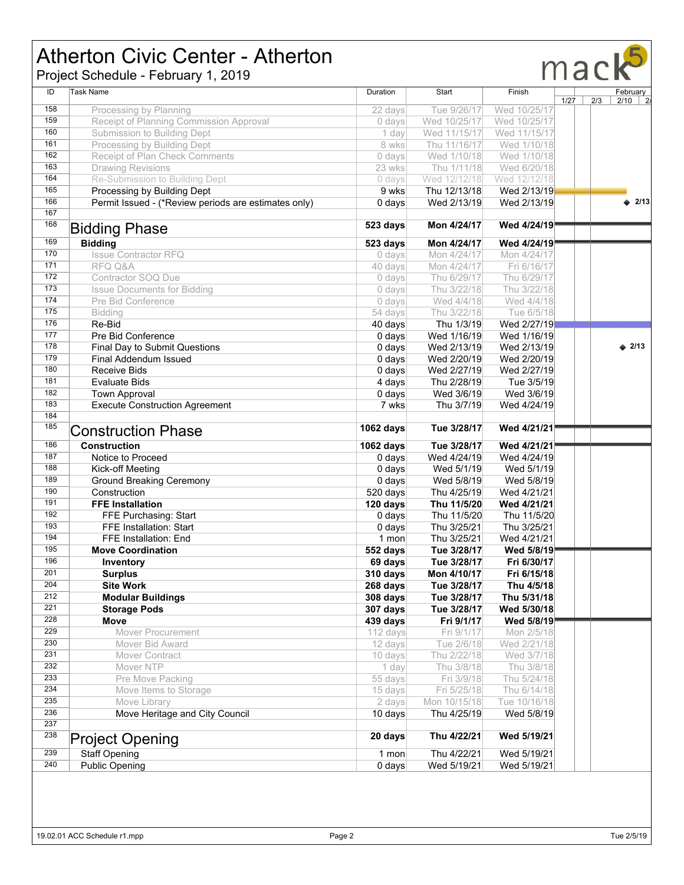# Atherton Civic Center - Atherton

Project Schedule - February 1, 2019

| ID | Task Name | Duration | Start | Finish |
|---|---|---|---|---|
| 158 | Processing by Planning | 22 days | Tue 9/26/17 | Wed 10/25/17 |
| 159 | Receipt of Planning Commission Approval | 0 days | Wed 10/25/17 | Wed 10/25/17 |
| 160 | Submission to Building Dept | 1 day | Wed 11/15/17 | Wed 11/15/17 |
| 161 | Processing by Building Dept | 8 wks | Thu 11/16/17 | Wed 1/10/18 |
| 162 | Receipt of Plan Check Comments | 0 days | Wed 1/10/18 | Wed 1/10/18 |
| 163 | Drawing Revisions | 23 wks | Thu 1/11/18 | Wed 6/20/18 |
| 164 | Re-Submission to Building Dept | 0 days | Wed 12/12/18 | Wed 12/12/18 |
| 165 | Processing by Building Dept | 9 wks | Thu 12/13/18 | Wed 2/13/19 |
| 166 | Permit Issued - (*Review periods are estimates only) | 0 days | Wed 2/13/19 | Wed 2/13/19 |
| 167 | | | | |
| 168 | **Bidding Phase** | **523 days** | **Mon 4/24/17** | **Wed 4/24/19** |
| 169 | **Bidding** | **523 days** | **Mon 4/24/17** | **Wed 4/24/19** |
| 170 | Issue Contractor RFQ | 0 days | Mon 4/24/17 | Mon 4/24/17 |
| 171 | RFQ Q&A | 40 days | Mon 4/24/17 | Fri 6/16/17 |
| 172 | Contractor SOQ Due | 0 days | Thu 6/29/17 | Thu 6/29/17 |
| 173 | Issue Documents for Bidding | 0 days | Thu 3/22/18 | Thu 3/22/18 |
| 174 | Pre Bid Conference | 0 days | Wed 4/4/18 | Wed 4/4/18 |
| 175 | Bidding | 54 days | Thu 3/22/18 | Tue 6/5/18 |
| 176 | Re-Bid | 40 days | Thu 1/3/19 | Wed 2/27/19 |
| 177 | Pre Bid Conference | 0 days | Wed 1/16/19 | Wed 1/16/19 |
| 178 | Final Day to Submit Questions | 0 days | Wed 2/13/19 | Wed 2/13/19 |
| 179 | Final Addendum Issued | 0 days | Wed 2/20/19 | Wed 2/20/19 |
| 180 | Receive Bids | 0 days | Wed 2/27/19 | Wed 2/27/19 |
| 181 | Evaluate Bids | 4 days | Thu 2/28/19 | Tue 3/5/19 |
| 182 | Town Approval | 0 days | Wed 3/6/19 | Wed 3/6/19 |
| 183 | Execute Construction Agreement | 7 wks | Thu 3/7/19 | Wed 4/24/19 |
| 184 | | | | |
| 185 | **Construction Phase** | **1062 days** | **Tue 3/28/17** | **Wed 4/21/21** |
| 186 | **Construction** | **1062 days** | **Tue 3/28/17** | **Wed 4/21/21** |
| 187 | Notice to Proceed | 0 days | Wed 4/24/19 | Wed 4/24/19 |
| 188 | Kick-off Meeting | 0 days | Wed 5/1/19 | Wed 5/1/19 |
| 189 | Ground Breaking Ceremony | 0 days | Wed 5/8/19 | Wed 5/8/19 |
| 190 | Construction | 520 days | Thu 4/25/19 | Wed 4/21/21 |
| 191 | **FFE Installation** | **120 days** | **Thu 11/5/20** | **Wed 4/21/21** |
| 192 | FFE Purchasing: Start | 0 days | Thu 11/5/20 | Thu 11/5/20 |
| 193 | FFE Installation: Start | 0 days | Thu 3/25/21 | Thu 3/25/21 |
| 194 | FFE Installation: End | 1 mon | Thu 3/25/21 | Wed 4/21/21 |
| 195 | **Move Coordination** | **552 days** | **Tue 3/28/17** | **Wed 5/8/19** |
| 196 | **Inventory** | **69 days** | **Tue 3/28/17** | **Fri 6/30/17** |
| 201 | **Surplus** | **310 days** | **Mon 4/10/17** | **Fri 6/15/18** |
| 204 | **Site Work** | **268 days** | **Tue 3/28/17** | **Thu 4/5/18** |
| 212 | **Modular Buildings** | **308 days** | **Tue 3/28/17** | **Thu 5/31/18** |
| 221 | **Storage Pods** | **307 days** | **Tue 3/28/17** | **Wed 5/30/18** |
| 228 | **Move** | **439 days** | **Fri 9/1/17** | **Wed 5/8/19** |
| 229 | Mover Procurement | 112 days | Fri 9/1/17 | Mon 2/5/18 |
| 230 | Mover Bid Award | 12 days | Tue 2/6/18 | Wed 2/21/18 |
| 231 | Mover Contract | 10 days | Thu 2/22/18 | Wed 3/7/18 |
| 232 | Mover NTP | 1 day | Thu 3/8/18 | Thu 3/8/18 |
| 233 | Pre Move Packing | 55 days | Fri 3/9/18 | Thu 5/24/18 |
| 234 | Move Items to Storage | 15 days | Fri 5/25/18 | Thu 6/14/18 |
| 235 | Move Library | 2 days | Mon 10/15/18 | Tue 10/16/18 |
| 236 | Move Heritage and City Council | 10 days | Thu 4/25/19 | Wed 5/8/19 |
| 237 | | | | |
| 238 | **Project Opening** | **20 days** | **Thu 4/22/21** | **Wed 5/19/21** |
| 239 | Staff Opening | 1 mon | Thu 4/22/21 | Wed 5/19/21 |
| 240 | Public Opening | 0 days | Wed 5/19/21 | Wed 5/19/21 |

February
1/27 2/3 2/10
2/13
2/13

19.02.01 ACC Schedule r1.mpp — Tue 2/5/19